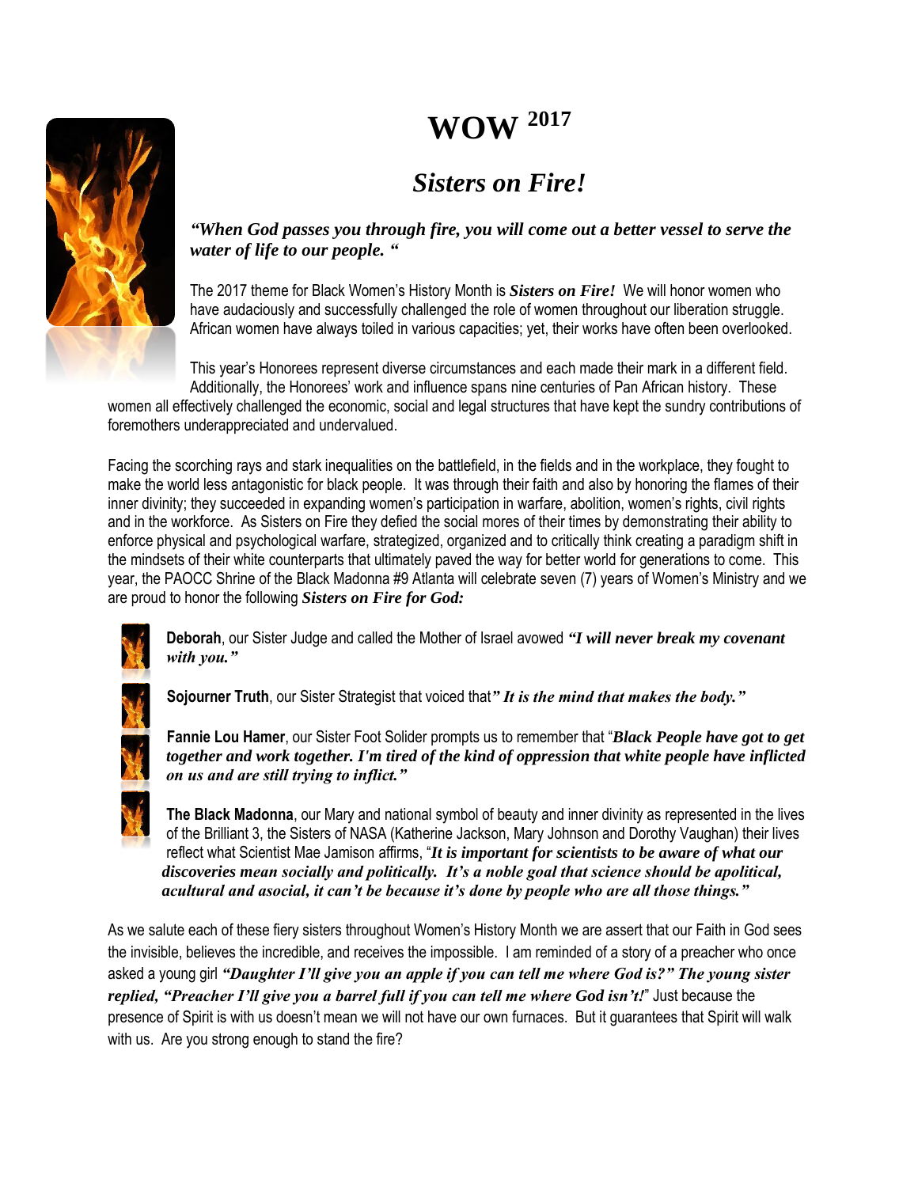# WOW 2017

## *Sisters on Fire!*

***"When God passes you through fire, you will come out a better vessel to serve the water of life to our people. "***

The 2017 theme for Black Women's History Month is ***Sisters on Fire!*** We will honor women who have audaciously and successfully challenged the role of women throughout our liberation struggle. African women have always toiled in various capacities; yet, their works have often been overlooked.

This year's Honorees represent diverse circumstances and each made their mark in a different field. Additionally, the Honorees' work and influence spans nine centuries of Pan African history. These women all effectively challenged the economic, social and legal structures that have kept the sundry contributions of foremothers underappreciated and undervalued.

Facing the scorching rays and stark inequalities on the battlefield, in the fields and in the workplace, they fought to make the world less antagonistic for black people. It was through their faith and also by honoring the flames of their inner divinity; they succeeded in expanding women's participation in warfare, abolition, women's rights, civil rights and in the workforce. As Sisters on Fire they defied the social mores of their times by demonstrating their ability to enforce physical and psychological warfare, strategized, organized and to critically think creating a paradigm shift in the mindsets of their white counterparts that ultimately paved the way for better world for generations to come. This year, the PAOCC Shrine of the Black Madonna #9 Atlanta will celebrate seven (7) years of Women's Ministry and we are proud to honor the following ***Sisters on Fire for God:***

- **Deborah**, our Sister Judge and called the Mother of Israel avowed ***"I will never break my covenant with you."***
- **Sojourner Truth**, our Sister Strategist that voiced that***" It is the mind that makes the body."***
- **Fannie Lou Hamer**, our Sister Foot Solider prompts us to remember that "***Black People have got to get together and work together. I'm tired of the kind of oppression that white people have inflicted on us and are still trying to inflict."***
- **The Black Madonna**, our Mary and national symbol of beauty and inner divinity as represented in the lives of the Brilliant 3, the Sisters of NASA (Katherine Jackson, Mary Johnson and Dorothy Vaughan) their lives reflect what Scientist Mae Jamison affirms, "***It is important for scientists to be aware of what our discoveries mean socially and politically. It's a noble goal that science should be apolitical, acultural and asocial, it can't be because it's done by people who are all those things."***

As we salute each of these fiery sisters throughout Women's History Month we are assert that our Faith in God sees the invisible, believes the incredible, and receives the impossible. I am reminded of a story of a preacher who once asked a young girl ***"Daughter I'll give you an apple if you can tell me where God is?" The young sister replied, "Preacher I'll give you a barrel full if you can tell me where God isn't!***" Just because the presence of Spirit is with us doesn't mean we will not have our own furnaces. But it guarantees that Spirit will walk with us. Are you strong enough to stand the fire?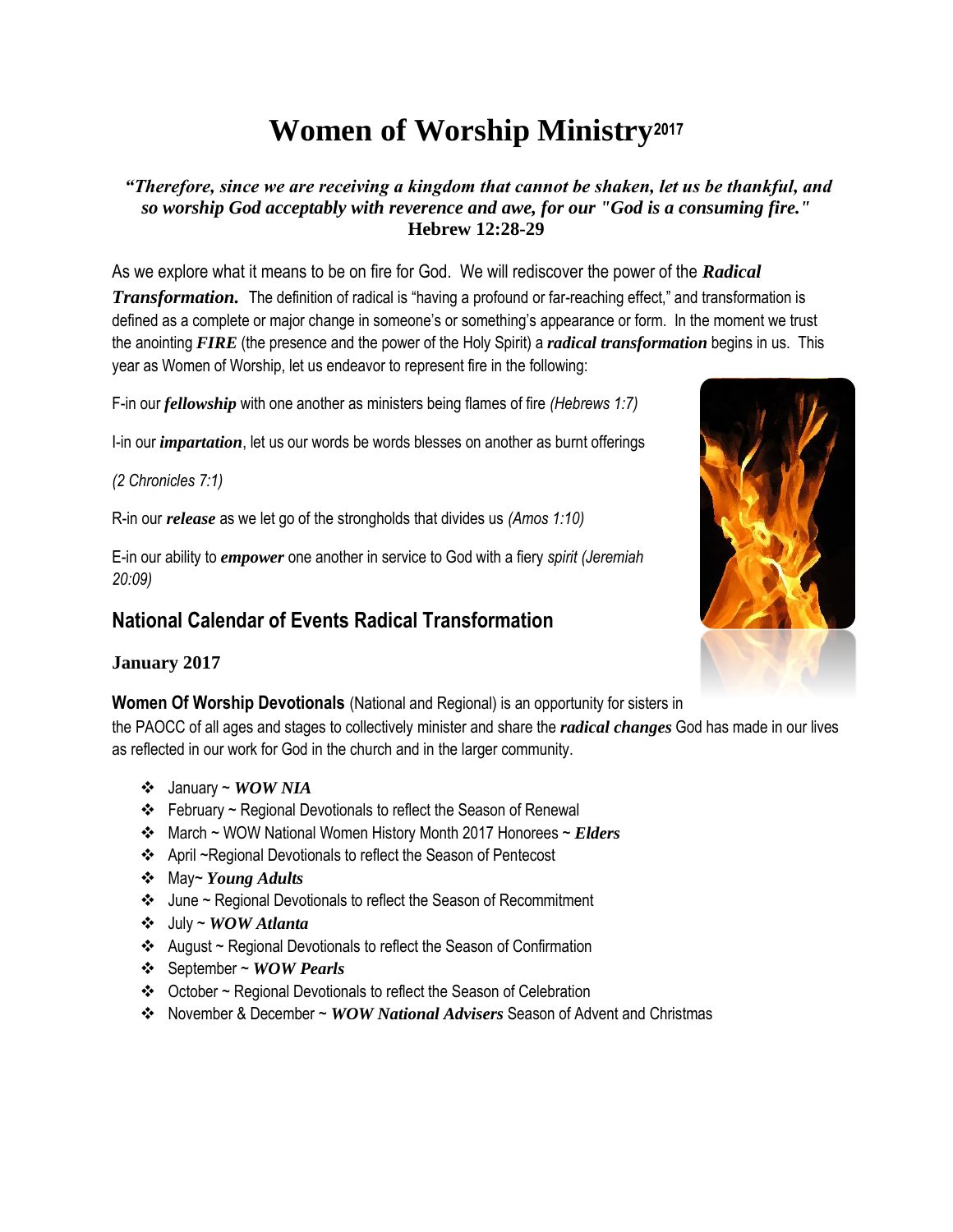# Women of Worship Ministry2017

***"Therefore, since we are receiving a kingdom that cannot be shaken, let us be thankful, and so worship God acceptably with reverence and awe, for our "God is a consuming fire."***
**Hebrew 12:28-29**

As we explore what it means to be on fire for God. We will rediscover the power of the ***Radical Transformation.*** The definition of radical is "having a profound or far-reaching effect," and transformation is defined as a complete or major change in someone's or something's appearance or form. In the moment we trust the anointing ***FIRE*** (the presence and the power of the Holy Spirit) a ***radical transformation*** begins in us. This year as Women of Worship, let us endeavor to represent fire in the following:

F-in our ***fellowship*** with one another as ministers being flames of fire *(Hebrews 1:7)*

I-in our ***impartation***, let us our words be words blesses on another as burnt offerings

*(2 Chronicles 7:1)*

R-in our ***release*** as we let go of the strongholds that divides us *(Amos 1:10)*

E-in our ability to ***empower*** one another in service to God with a fiery *spirit (Jeremiah 20:09)*

## National Calendar of Events Radical Transformation

### January 2017

**Women Of Worship Devotionals** (National and Regional) is an opportunity for sisters in the PAOCC of all ages and stages to collectively minister and share the ***radical changes*** God has made in our lives as reflected in our work for God in the church and in the larger community.

- January ~ ***WOW NIA***
- February ~ Regional Devotionals to reflect the Season of Renewal
- March ~ WOW National Women History Month 2017 Honorees ~ ***Elders***
- April ~Regional Devotionals to reflect the Season of Pentecost
- May~ ***Young Adults***
- June ~ Regional Devotionals to reflect the Season of Recommitment
- July ~ ***WOW Atlanta***
- August ~ Regional Devotionals to reflect the Season of Confirmation
- September ~ ***WOW Pearls***
- October ~ Regional Devotionals to reflect the Season of Celebration
- November & December ~ ***WOW National Advisers*** Season of Advent and Christmas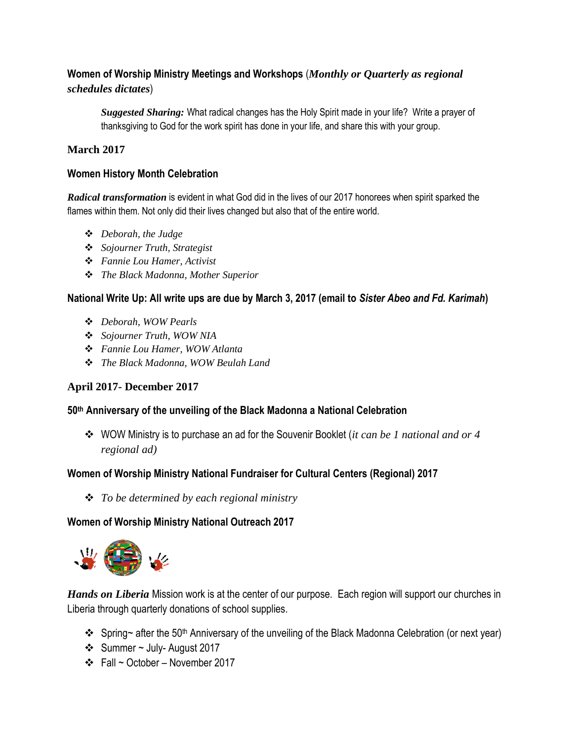**Women of Worship Ministry Meetings and Workshops** (***Monthly or Quarterly as regional schedules dictates***)

> ***Suggested Sharing:*** What radical changes has the Holy Spirit made in your life? Write a prayer of thanksgiving to God for the work spirit has done in your life, and share this with your group.

**March 2017**

**Women History Month Celebration**

***Radical transformation*** is evident in what God did in the lives of our 2017 honorees when spirit sparked the flames within them. Not only did their lives changed but also that of the entire world.

- *Deborah, the Judge*
- *Sojourner Truth, Strategist*
- *Fannie Lou Hamer, Activist*
- *The Black Madonna, Mother Superior*

**National Write Up: All write ups are due by March 3, 2017 (email to *Sister Abeo and Fd. Karimah*)**

- *Deborah, WOW Pearls*
- *Sojourner Truth, WOW NIA*
- *Fannie Lou Hamer, WOW Atlanta*
- *The Black Madonna, WOW Beulah Land*

**April 2017- December 2017**

**50th Anniversary of the unveiling of the Black Madonna a National Celebration**

- WOW Ministry is to purchase an ad for the Souvenir Booklet (*it can be 1 national and or 4 regional ad)*

**Women of Worship Ministry National Fundraiser for Cultural Centers (Regional) 2017**

- *To be determined by each regional ministry*

**Women of Worship Ministry National Outreach 2017**

***Hands on Liberia*** Mission work is at the center of our purpose. Each region will support our churches in Liberia through quarterly donations of school supplies.

- Spring~ after the 50th Anniversary of the unveiling of the Black Madonna Celebration (or next year)
- Summer ~ July- August 2017
- Fall ~ October – November 2017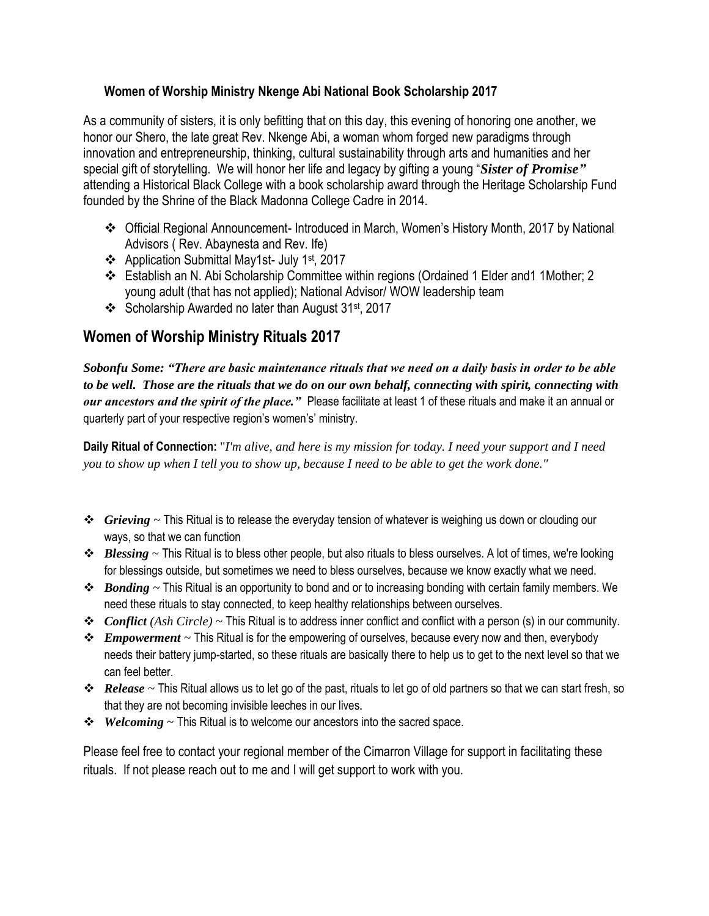**Women of Worship Ministry Nkenge Abi National Book Scholarship 2017**

As a community of sisters, it is only befitting that on this day, this evening of honoring one another, we honor our Shero, the late great Rev. Nkenge Abi, a woman whom forged new paradigms through innovation and entrepreneurship, thinking, cultural sustainability through arts and humanities and her special gift of storytelling. We will honor her life and legacy by gifting a young "***Sister of Promise"*** attending a Historical Black College with a book scholarship award through the Heritage Scholarship Fund founded by the Shrine of the Black Madonna College Cadre in 2014.

- Official Regional Announcement- Introduced in March, Women's History Month, 2017 by National Advisors ( Rev. Abaynesta and Rev. Ife)
- Application Submittal May1st- July 1st, 2017
- Establish an N. Abi Scholarship Committee within regions (Ordained 1 Elder and1 1Mother; 2 young adult (that has not applied); National Advisor/ WOW leadership team
- Scholarship Awarded no later than August 31st, 2017

## Women of Worship Ministry Rituals 2017

***Sobonfu Some: "There are basic maintenance rituals that we need on a daily basis in order to be able to be well. Those are the rituals that we do on our own behalf, connecting with spirit, connecting with our ancestors and the spirit of the place."*** Please facilitate at least 1 of these rituals and make it an annual or quarterly part of your respective region's women's' ministry.

**Daily Ritual of Connection:** "*I'm alive, and here is my mission for today. I need your support and I need you to show up when I tell you to show up, because I need to be able to get the work done."*

- ***Grieving*** ~ This Ritual is to release the everyday tension of whatever is weighing us down or clouding our ways, so that we can function
- ***Blessing*** ~ This Ritual is to bless other people, but also rituals to bless ourselves. A lot of times, we're looking for blessings outside, but sometimes we need to bless ourselves, because we know exactly what we need.
- ***Bonding*** ~ This Ritual is an opportunity to bond and or to increasing bonding with certain family members. We need these rituals to stay connected, to keep healthy relationships between ourselves.
- ***Conflict*** *(Ash Circle)* ~ This Ritual is to address inner conflict and conflict with a person (s) in our community.
- ***Empowerment*** ~ This Ritual is for the empowering of ourselves, because every now and then, everybody needs their battery jump-started, so these rituals are basically there to help us to get to the next level so that we can feel better.
- ***Release*** ~ This Ritual allows us to let go of the past, rituals to let go of old partners so that we can start fresh, so that they are not becoming invisible leeches in our lives.
- ***Welcoming*** ~ This Ritual is to welcome our ancestors into the sacred space.

Please feel free to contact your regional member of the Cimarron Village for support in facilitating these rituals. If not please reach out to me and I will get support to work with you.